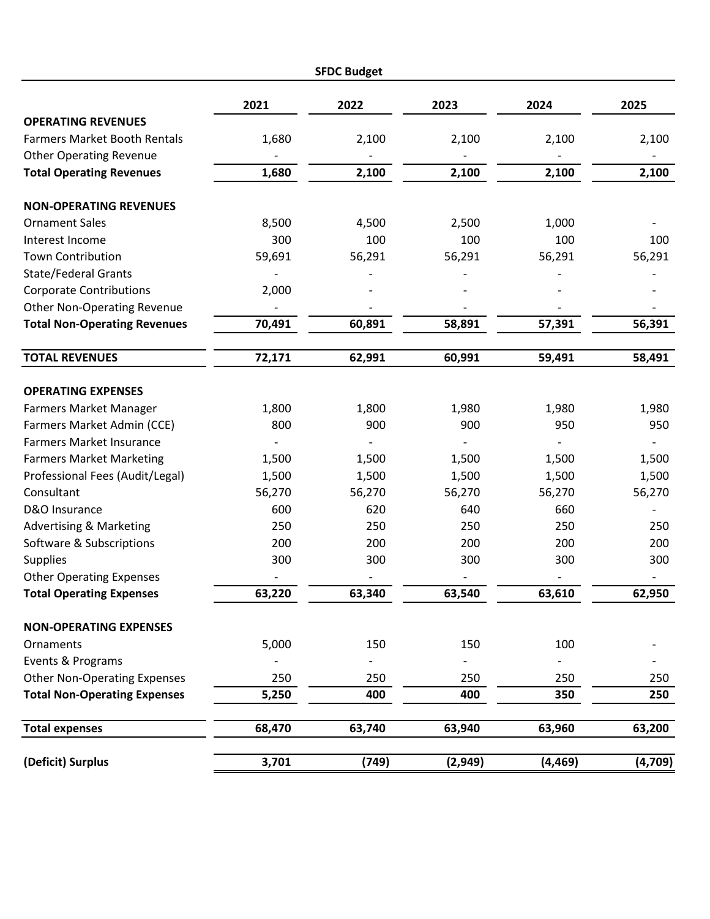## SFDC Budget

| | 2021 | 2022 | 2023 | 2024 | 2025 |
|---|---|---|---|---|---|
| **OPERATING REVENUES** | | | | | |
| Farmers Market Booth Rentals | 1,680 | 2,100 | 2,100 | 2,100 | 2,100 |
| Other Operating Revenue | - | - | - | - | - |
| **Total Operating Revenues** | **1,680** | **2,100** | **2,100** | **2,100** | **2,100** |
| | | | | | |
| **NON-OPERATING REVENUES** | | | | | |
| Ornament Sales | 8,500 | 4,500 | 2,500 | 1,000 | - |
| Interest Income | 300 | 100 | 100 | 100 | 100 |
| Town Contribution | 59,691 | 56,291 | 56,291 | 56,291 | 56,291 |
| State/Federal Grants | - | - | - | - | - |
| Corporate Contributions | 2,000 | - | - | - | - |
| Other Non-Operating Revenue | - | - | - | - | - |
| **Total Non-Operating Revenues** | **70,491** | **60,891** | **58,891** | **57,391** | **56,391** |
| | | | | | |
| **TOTAL REVENUES** | **72,171** | **62,991** | **60,991** | **59,491** | **58,491** |
| | | | | | |
| **OPERATING EXPENSES** | | | | | |
| Farmers Market Manager | 1,800 | 1,800 | 1,980 | 1,980 | 1,980 |
| Farmers Market Admin (CCE) | 800 | 900 | 900 | 950 | 950 |
| Farmers Market Insurance | - | - | - | - | - |
| Farmers Market Marketing | 1,500 | 1,500 | 1,500 | 1,500 | 1,500 |
| Professional Fees (Audit/Legal) | 1,500 | 1,500 | 1,500 | 1,500 | 1,500 |
| Consultant | 56,270 | 56,270 | 56,270 | 56,270 | 56,270 |
| D&O Insurance | 600 | 620 | 640 | 660 | - |
| Advertising & Marketing | 250 | 250 | 250 | 250 | 250 |
| Software & Subscriptions | 200 | 200 | 200 | 200 | 200 |
| Supplies | 300 | 300 | 300 | 300 | 300 |
| Other Operating Expenses | - | - | - | - | - |
| **Total Operating Expenses** | **63,220** | **63,340** | **63,540** | **63,610** | **62,950** |
| | | | | | |
| **NON-OPERATING EXPENSES** | | | | | |
| Ornaments | 5,000 | 150 | 150 | 100 | - |
| Events & Programs | - | - | - | - | - |
| Other Non-Operating Expenses | 250 | 250 | 250 | 250 | 250 |
| **Total Non-Operating Expenses** | **5,250** | **400** | **400** | **350** | **250** |
| | | | | | |
| **Total expenses** | **68,470** | **63,740** | **63,940** | **63,960** | **63,200** |
| | | | | | |
| **(Deficit) Surplus** | **3,701** | **(749)** | **(2,949)** | **(4,469)** | **(4,709)** |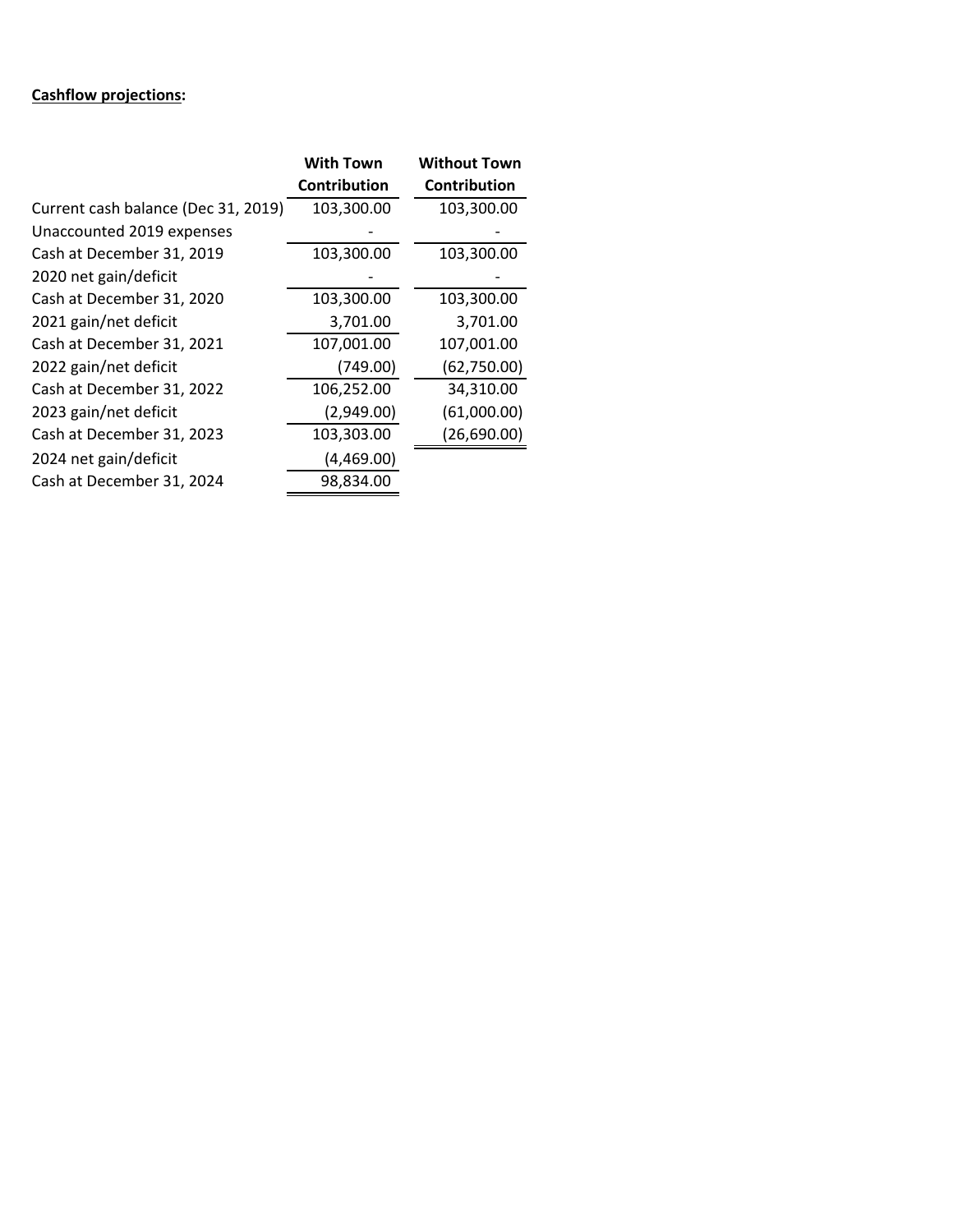**Cashflow projections:**

| | With Town Contribution | Without Town Contribution |
|---|---|---|
| Current cash balance (Dec 31, 2019) | 103,300.00 | 103,300.00 |
| Unaccounted 2019 expenses | - | - |
| Cash at December 31, 2019 | 103,300.00 | 103,300.00 |
| 2020 net gain/deficit | - | - |
| Cash at December 31, 2020 | 103,300.00 | 103,300.00 |
| 2021 gain/net deficit | 3,701.00 | 3,701.00 |
| Cash at December 31, 2021 | 107,001.00 | 107,001.00 |
| 2022 gain/net deficit | (749.00) | (62,750.00) |
| Cash at December 31, 2022 | 106,252.00 | 34,310.00 |
| 2023 gain/net deficit | (2,949.00) | (61,000.00) |
| Cash at December 31, 2023 | 103,303.00 | (26,690.00) |
| 2024 net gain/deficit | (4,469.00) | |
| Cash at December 31, 2024 | 98,834.00 | |